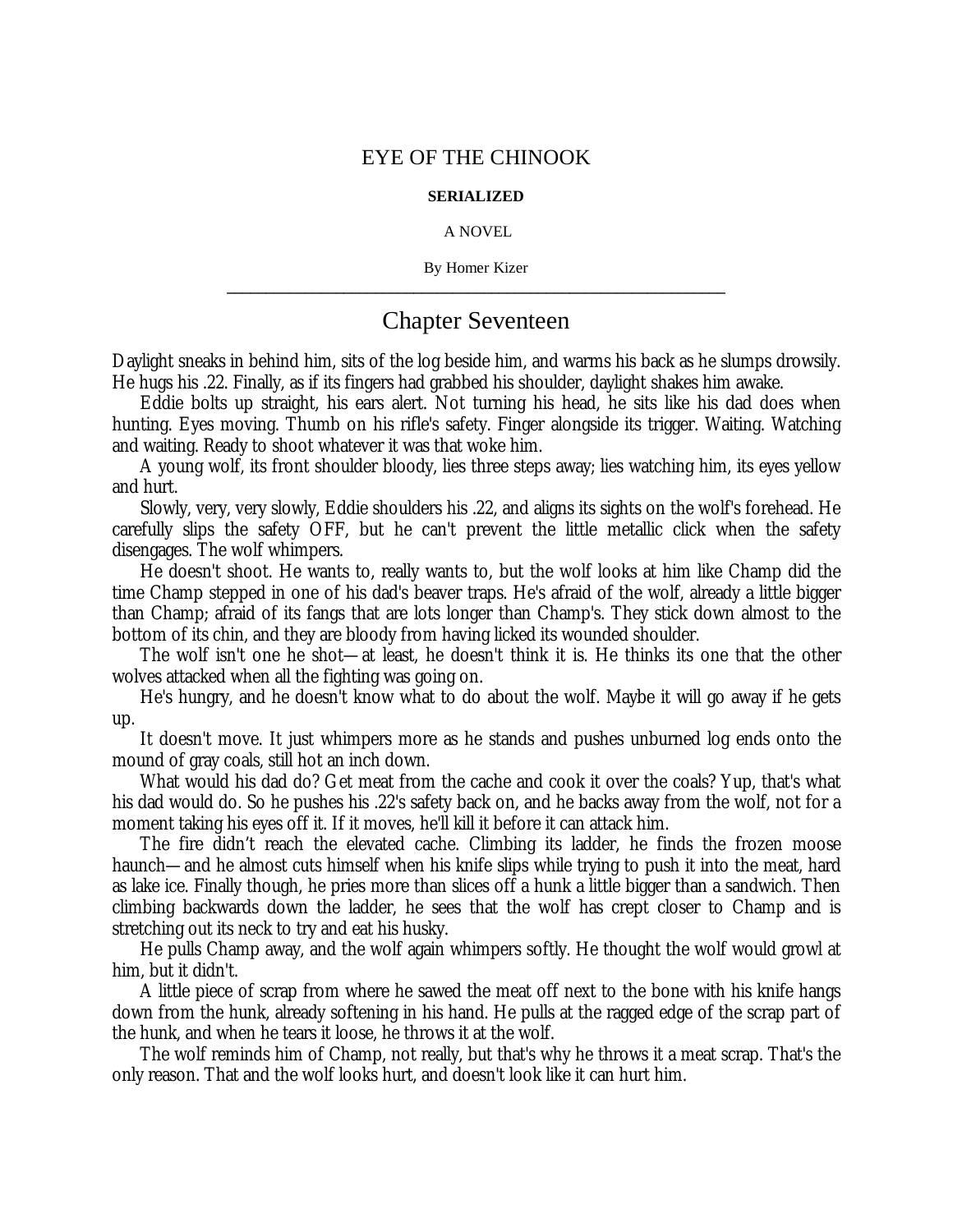# EYE OF THE CHINOOK

**SERIALIZED**

A NOVEL

By Homer Kizer

---

## Chapter Seventeen

Daylight sneaks in behind him, sits of the log beside him, and warms his back as he slumps drowsily. He hugs his .22. Finally, as if its fingers had grabbed his shoulder, daylight shakes him awake.

Eddie bolts up straight, his ears alert. Not turning his head, he sits like his dad does when hunting. Eyes moving. Thumb on his rifle's safety. Finger alongside its trigger. Waiting. Watching and waiting. Ready to shoot whatever it was that woke him.

A young wolf, its front shoulder bloody, lies three steps away; lies watching him, its eyes yellow and hurt.

Slowly, very, very slowly, Eddie shoulders his .22, and aligns its sights on the wolf's forehead. He carefully slips the safety OFF, but he can't prevent the little metallic click when the safety disengages. The wolf whimpers.

He doesn't shoot. He wants to, really wants to, but the wolf looks at him like Champ did the time Champ stepped in one of his dad's beaver traps. He's afraid of the wolf, already a little bigger than Champ; afraid of its fangs that are lots longer than Champ's. They stick down almost to the bottom of its chin, and they are bloody from having licked its wounded shoulder.

The wolf isn't one he shot—at least, he doesn't think it is. He thinks its one that the other wolves attacked when all the fighting was going on.

He's hungry, and he doesn't know what to do about the wolf. Maybe it will go away if he gets up.

It doesn't move. It just whimpers more as he stands and pushes unburned log ends onto the mound of gray coals, still hot an inch down.

What would his dad do? Get meat from the cache and cook it over the coals? Yup, that's what his dad would do. So he pushes his .22's safety back on, and he backs away from the wolf, not for a moment taking his eyes off it. If it moves, he'll kill it before it can attack him.

The fire didn't reach the elevated cache. Climbing its ladder, he finds the frozen moose haunch—and he almost cuts himself when his knife slips while trying to push it into the meat, hard as lake ice. Finally though, he pries more than slices off a hunk a little bigger than a sandwich. Then climbing backwards down the ladder, he sees that the wolf has crept closer to Champ and is stretching out its neck to try and eat his husky.

He pulls Champ away, and the wolf again whimpers softly. He thought the wolf would growl at him, but it didn't.

A little piece of scrap from where he sawed the meat off next to the bone with his knife hangs down from the hunk, already softening in his hand. He pulls at the ragged edge of the scrap part of the hunk, and when he tears it loose, he throws it at the wolf.

The wolf reminds him of Champ, not really, but that's why he throws it a meat scrap. That's the only reason. That and the wolf looks hurt, and doesn't look like it can hurt him.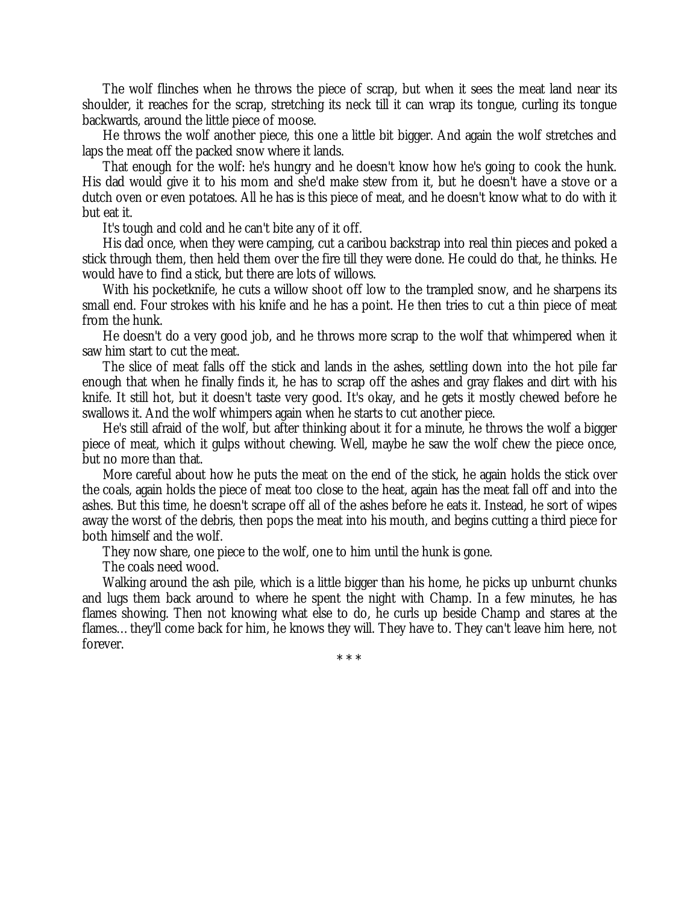The wolf flinches when he throws the piece of scrap, but when it sees the meat land near its shoulder, it reaches for the scrap, stretching its neck till it can wrap its tongue, curling its tongue backwards, around the little piece of moose.

He throws the wolf another piece, this one a little bit bigger. And again the wolf stretches and laps the meat off the packed snow where it lands.

That enough for the wolf: he's hungry and he doesn't know how he's going to cook the hunk. His dad would give it to his mom and she'd make stew from it, but he doesn't have a stove or a dutch oven or even potatoes. All he has is this piece of meat, and he doesn't know what to do with it but eat it.

It's tough and cold and he can't bite any of it off.

His dad once, when they were camping, cut a caribou backstrap into real thin pieces and poked a stick through them, then held them over the fire till they were done. He could do that, he thinks. He would have to find a stick, but there are lots of willows.

With his pocketknife, he cuts a willow shoot off low to the trampled snow, and he sharpens its small end. Four strokes with his knife and he has a point. He then tries to cut a thin piece of meat from the hunk.

He doesn't do a very good job, and he throws more scrap to the wolf that whimpered when it saw him start to cut the meat.

The slice of meat falls off the stick and lands in the ashes, settling down into the hot pile far enough that when he finally finds it, he has to scrap off the ashes and gray flakes and dirt with his knife. It still hot, but it doesn't taste very good. It's okay, and he gets it mostly chewed before he swallows it. And the wolf whimpers again when he starts to cut another piece.

He's still afraid of the wolf, but after thinking about it for a minute, he throws the wolf a bigger piece of meat, which it gulps without chewing. Well, maybe he saw the wolf chew the piece once, but no more than that.

More careful about how he puts the meat on the end of the stick, he again holds the stick over the coals, again holds the piece of meat too close to the heat, again has the meat fall off and into the ashes. But this time, he doesn't scrape off all of the ashes before he eats it. Instead, he sort of wipes away the worst of the debris, then pops the meat into his mouth, and begins cutting a third piece for both himself and the wolf.

They now share, one piece to the wolf, one to him until the hunk is gone.

The coals need wood.

Walking around the ash pile, which is a little bigger than his home, he picks up unburnt chunks and lugs them back around to where he spent the night with Champ. In a few minutes, he has flames showing. Then not knowing what else to do, he curls up beside Champ and stares at the flames… they'll come back for him, he knows they will. They have to. They can't leave him here, not forever.

* * *